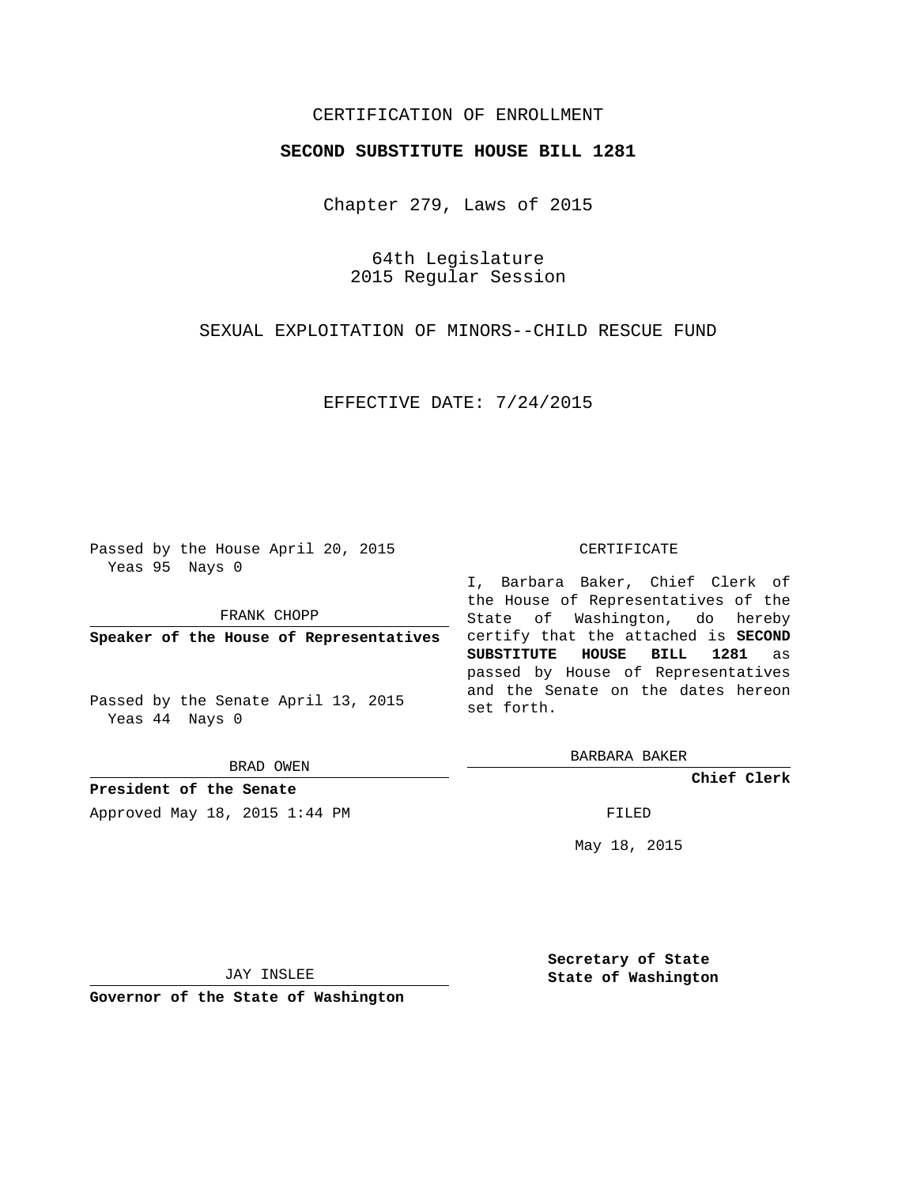CERTIFICATION OF ENROLLMENT

**SECOND SUBSTITUTE HOUSE BILL 1281**

Chapter 279, Laws of 2015

64th Legislature
2015 Regular Session

SEXUAL EXPLOITATION OF MINORS--CHILD RESCUE FUND

EFFECTIVE DATE: 7/24/2015

Passed by the House April 20, 2015
Yeas 95 Nays 0

FRANK CHOPP

**Speaker of the House of Representatives**

Passed by the Senate April 13, 2015
Yeas 44 Nays 0

BRAD OWEN

**President of the Senate**

Approved May 18, 2015 1:44 PM

CERTIFICATE

I, Barbara Baker, Chief Clerk of the House of Representatives of the State of Washington, do hereby certify that the attached is **SECOND SUBSTITUTE HOUSE BILL 1281** as passed by House of Representatives and the Senate on the dates hereon set forth.

BARBARA BAKER

**Chief Clerk**

FILED

May 18, 2015

JAY INSLEE

**Governor of the State of Washington**

**Secretary of State**
**State of Washington**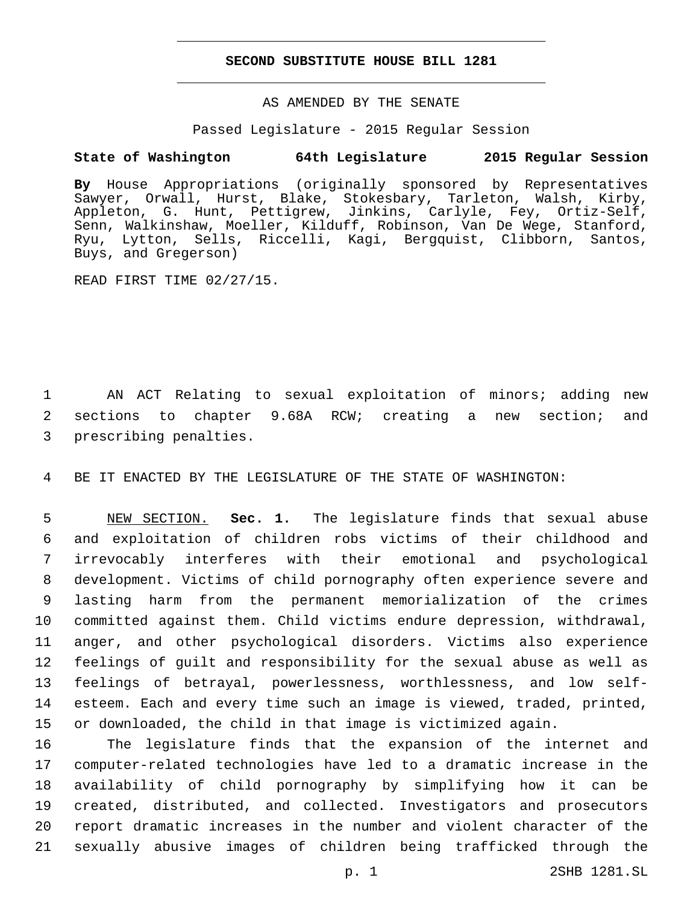# SECOND SUBSTITUTE HOUSE BILL 1281

AS AMENDED BY THE SENATE

Passed Legislature - 2015 Regular Session

**State of Washington 64th Legislature 2015 Regular Session**

**By** House Appropriations (originally sponsored by Representatives Sawyer, Orwall, Hurst, Blake, Stokesbary, Tarleton, Walsh, Kirby, Appleton, G. Hunt, Pettigrew, Jinkins, Carlyle, Fey, Ortiz-Self, Senn, Walkinshaw, Moeller, Kilduff, Robinson, Van De Wege, Stanford, Ryu, Lytton, Sells, Riccelli, Kagi, Bergquist, Clibborn, Santos, Buys, and Gregerson)

READ FIRST TIME 02/27/15.

1 AN ACT Relating to sexual exploitation of minors; adding new
2 sections to chapter 9.68A RCW; creating a new section; and
3 prescribing penalties.

4 BE IT ENACTED BY THE LEGISLATURE OF THE STATE OF WASHINGTON:

5 NEW SECTION. **Sec. 1.** The legislature finds that sexual abuse
6 and exploitation of children robs victims of their childhood and
7 irrevocably interferes with their emotional and psychological
8 development. Victims of child pornography often experience severe and
9 lasting harm from the permanent memorialization of the crimes
10 committed against them. Child victims endure depression, withdrawal,
11 anger, and other psychological disorders. Victims also experience
12 feelings of guilt and responsibility for the sexual abuse as well as
13 feelings of betrayal, powerlessness, worthlessness, and low self-
14 esteem. Each and every time such an image is viewed, traded, printed,
15 or downloaded, the child in that image is victimized again.

16 The legislature finds that the expansion of the internet and
17 computer-related technologies have led to a dramatic increase in the
18 availability of child pornography by simplifying how it can be
19 created, distributed, and collected. Investigators and prosecutors
20 report dramatic increases in the number and violent character of the
21 sexually abusive images of children being trafficked through the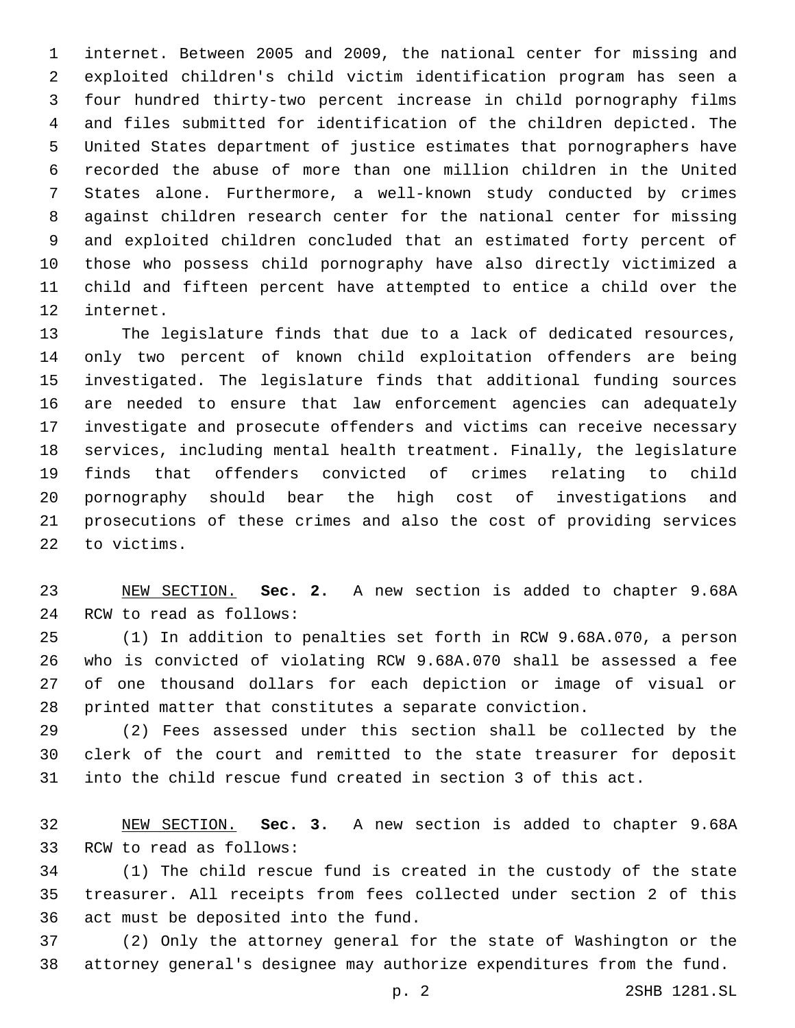internet. Between 2005 and 2009, the national center for missing and exploited children's child victim identification program has seen a four hundred thirty-two percent increase in child pornography films and files submitted for identification of the children depicted. The United States department of justice estimates that pornographers have recorded the abuse of more than one million children in the United States alone. Furthermore, a well-known study conducted by crimes against children research center for the national center for missing and exploited children concluded that an estimated forty percent of those who possess child pornography have also directly victimized a child and fifteen percent have attempted to entice a child over the internet.

The legislature finds that due to a lack of dedicated resources, only two percent of known child exploitation offenders are being investigated. The legislature finds that additional funding sources are needed to ensure that law enforcement agencies can adequately investigate and prosecute offenders and victims can receive necessary services, including mental health treatment. Finally, the legislature finds that offenders convicted of crimes relating to child pornography should bear the high cost of investigations and prosecutions of these crimes and also the cost of providing services to victims.

NEW SECTION. **Sec. 2.** A new section is added to chapter 9.68A RCW to read as follows:

(1) In addition to penalties set forth in RCW 9.68A.070, a person who is convicted of violating RCW 9.68A.070 shall be assessed a fee of one thousand dollars for each depiction or image of visual or printed matter that constitutes a separate conviction.

(2) Fees assessed under this section shall be collected by the clerk of the court and remitted to the state treasurer for deposit into the child rescue fund created in section 3 of this act.

NEW SECTION. **Sec. 3.** A new section is added to chapter 9.68A RCW to read as follows:

(1) The child rescue fund is created in the custody of the state treasurer. All receipts from fees collected under section 2 of this act must be deposited into the fund.

(2) Only the attorney general for the state of Washington or the attorney general's designee may authorize expenditures from the fund.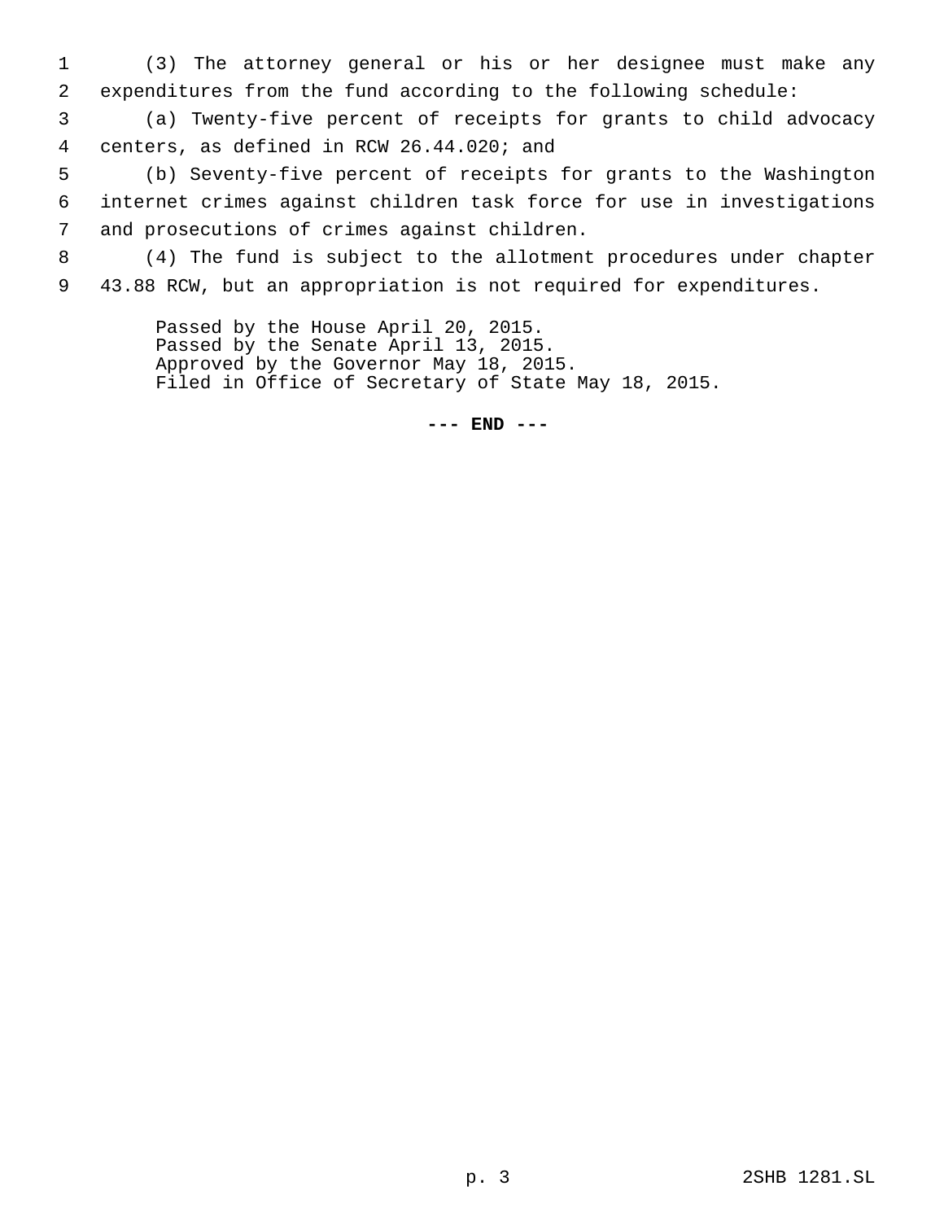(3) The attorney general or his or her designee must make any expenditures from the fund according to the following schedule:

(a) Twenty-five percent of receipts for grants to child advocacy centers, as defined in RCW 26.44.020; and

(b) Seventy-five percent of receipts for grants to the Washington internet crimes against children task force for use in investigations and prosecutions of crimes against children.

(4) The fund is subject to the allotment procedures under chapter 43.88 RCW, but an appropriation is not required for expenditures.

Passed by the House April 20, 2015.
Passed by the Senate April 13, 2015.
Approved by the Governor May 18, 2015.
Filed in Office of Secretary of State May 18, 2015.

**--- END ---**